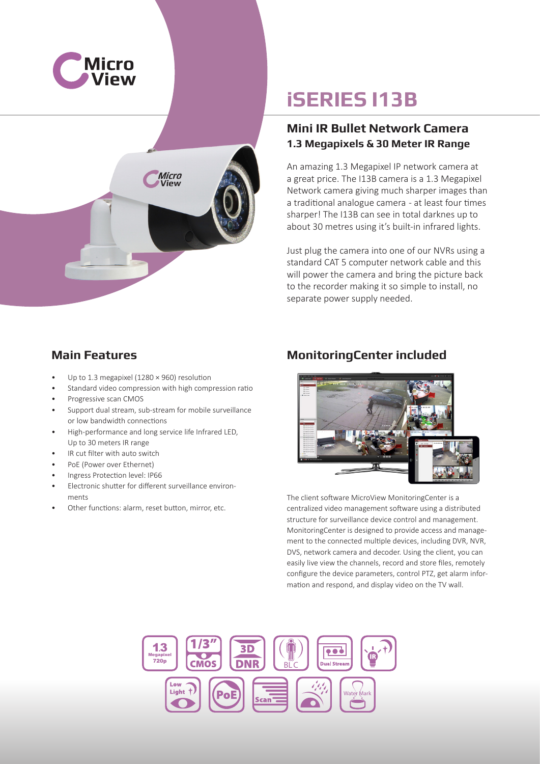# iSERIES I13B

## Mini IR Bullet Network Camera

### 1.3 Megapixels & 30 Meter IR Range

An amazing 1.3 Megapixel IP network camera at a great price. The I13B camera is a 1.3 Megapixel Network camera giving much sharper images than a traditional analogue camera - at least four times sharper! The I13B can see in total darknes up to about 30 metres using it's built-in infrared lights.

Just plug the camera into one of our NVRs using a standard CAT 5 computer network cable and this will power the camera and bring the picture back to the recorder making it so simple to install, no separate power supply needed.

## Main Features

- Up to 1.3 megapixel (1280 × 960) resolution
- Standard video compression with high compression ratio
- Progressive scan CMOS
- Support dual stream, sub-stream for mobile surveillance or low bandwidth connections
- High-performance and long service life Infrared LED, Up to 30 meters IR range
- IR cut filter with auto switch
- PoE (Power over Ethernet)
- Ingress Protection level: IP66
- Electronic shutter for different surveillance environments
- Other functions: alarm, reset button, mirror, etc.

## MonitoringCenter included

The client software MicroView MonitoringCenter is a centralized video management software using a distributed structure for surveillance device control and management. MonitoringCenter is designed to provide access and management to the connected multiple devices, including DVR, NVR, DVS, network camera and decoder. Using the client, you can easily live view the channels, record and store files, remotely configure the device parameters, control PTZ, get alarm information and respond, and display video on the TV wall.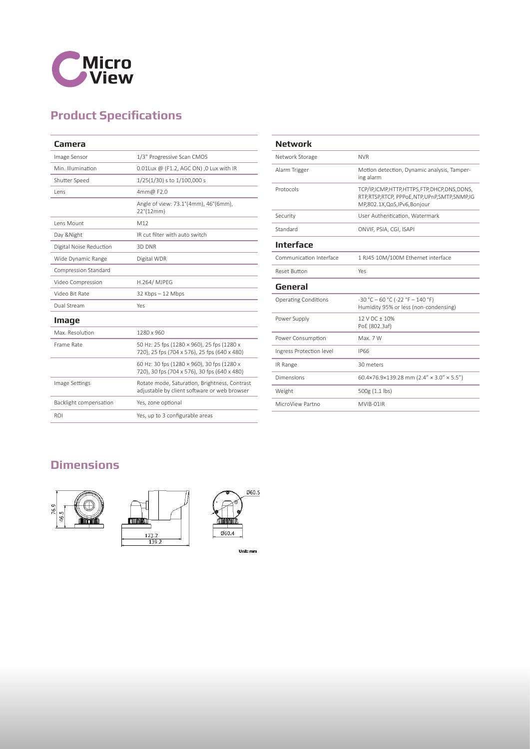Micro View

# Product Specifications

## Camera

| | |
|---|---|
| Image Sensor | 1/3" Progressive Scan CMOS |
| Min. Illumination | 0.01Lux @ (F1.2, AGC ON) ,0 Lux with IR |
| Shutter Speed | 1/25(1/30) s to 1/100,000 s |
| Lens | 4mm@ F2.0 |
| | Angle of view: 73.1°(4mm), 46°(6mm), 22°(12mm) |
| Lens Mount | M12 |
| Day &Night | IR cut filter with auto switch |
| Digital Noise Reduction | 3D DNR |
| Wide Dynamic Range | Digital WDR |
| Compression Standard | |
| Video Compression | H.264/ MJPEG |
| Video Bit Rate | 32 Kbps – 12 Mbps |
| Dual Stream | Yes |

## Image

| | |
|---|---|
| Max. Resolution | 1280 x 960 |
| Frame Rate | 50 Hz: 25 fps (1280 × 960), 25 fps (1280 x 720), 25 fps (704 x 576), 25 fps (640 x 480) |
| | 60 Hz: 30 fps (1280 × 960), 30 fps (1280 x 720), 30 fps (704 x 576), 30 fps (640 x 480) |
| Image Settings | Rotate mode, Saturation, Brightness, Contrast adjustable by client software or web browser |
| Backlight compensation | Yes, zone optional |
| ROI | Yes, up to 3 configurable areas |

## Network

| | |
|---|---|
| Network Storage | NVR |
| Alarm Trigger | Motion detection, Dynamic analysis, Tampering alarm |
| Protocols | TCP/IP,ICMP,HTTP,HTTPS,FTP,DHCP,DNS,DDNS,RTP,RTSP,RTCP, PPPoE,NTP,UPnP,SMTP,SNMP,IGMP,802.1X,QoS,IPv6,Bonjour |
| Security | User Authentication, Watermark |
| Standard | ONVIF, PSIA, CGI, ISAPI |

## Interface

| | |
|---|---|
| Communication Interface | 1 RJ45 10M/100M Ethernet interface |
| Reset Button | Yes |

## General

| | |
|---|---|
| Operating Conditions | -30 °C – 60 °C (-22 °F – 140 °F) Humidity 95% or less (non-condensing) |
| Power Supply | 12 V DC ± 10% PoE (802.3af) |
| Power Consumption | Max. 7 W |
| Ingress Protection level | IP66 |
| IR Range | 30 meters |
| Dimensions | 60.4×76.9×139.28 mm (2.4" × 3.0" × 5.5") |
| Weight | 500g (1.1 lbs) |
| MicroView Partno | MVIB-01IR |

# Dimensions

76.9
46.5
123.2
139.2
Ø60.5
Ø60.4
Unit: mm